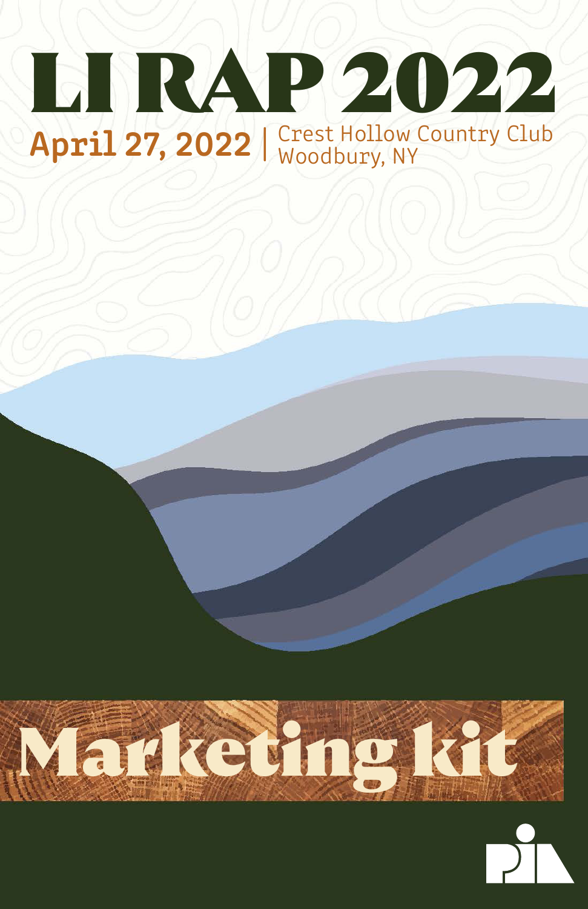# LI RAP 2022

**April 27, 2022** | Crest Hollow Country Club
Woodbury, NY

# Marketing kit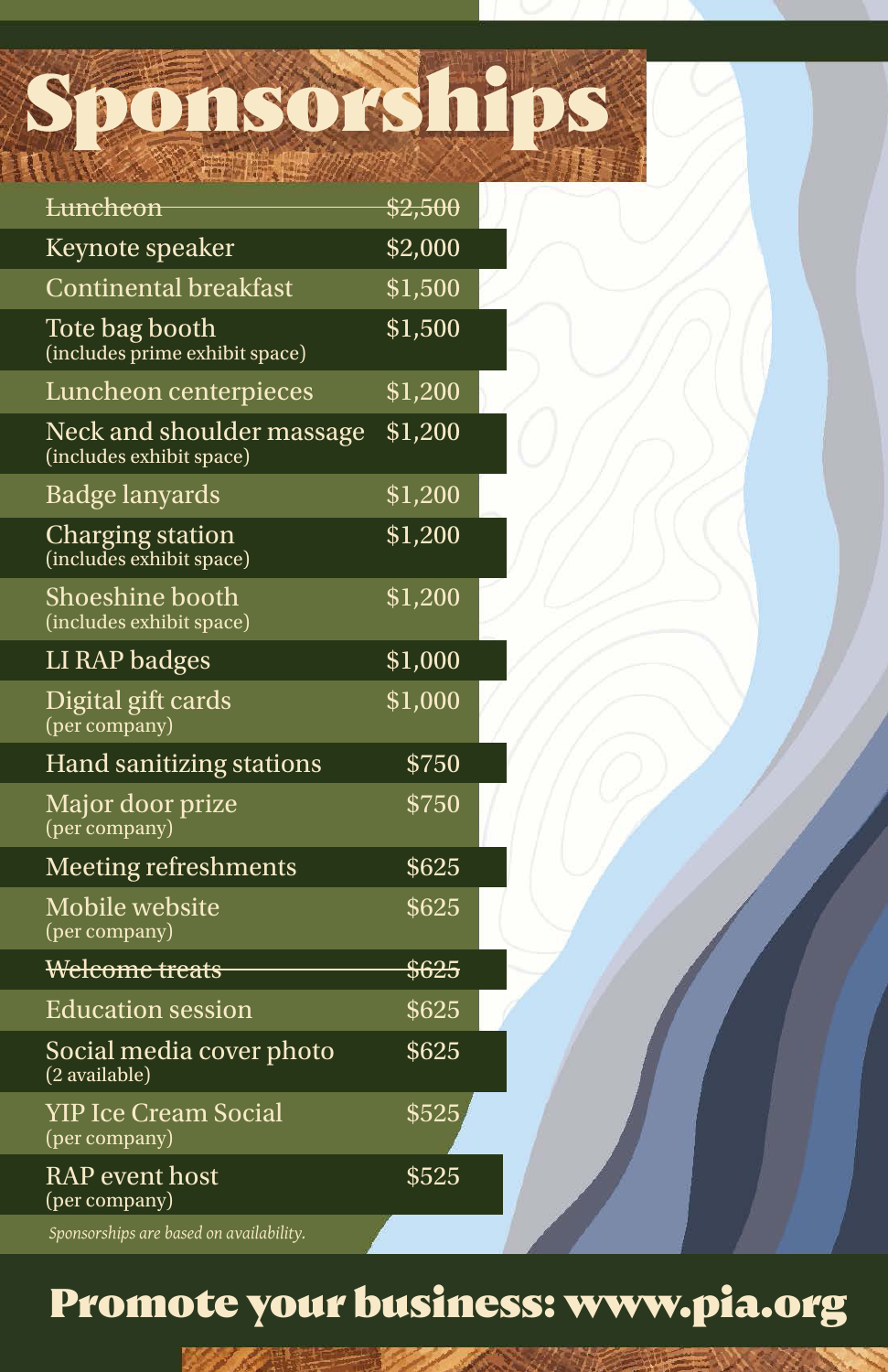# Sponsorships

| Sponsorship | Price |
|---|---|
| ~~Luncheon~~ | ~~$2,500~~ |
| Keynote speaker | $2,000 |
| Continental breakfast | $1,500 |
| Tote bag booth (includes prime exhibit space) | $1,500 |
| Luncheon centerpieces | $1,200 |
| Neck and shoulder massage (includes exhibit space) | $1,200 |
| Badge lanyards | $1,200 |
| Charging station (includes exhibit space) | $1,200 |
| Shoeshine booth (includes exhibit space) | $1,200 |
| LI RAP badges | $1,000 |
| Digital gift cards (per company) | $1,000 |
| Hand sanitizing stations | $750 |
| Major door prize (per company) | $750 |
| Meeting refreshments | $625 |
| Mobile website (per company) | $625 |
| ~~Welcome treats~~ | ~~$625~~ |
| Education session | $625 |
| Social media cover photo (2 available) | $625 |
| YIP Ice Cream Social (per company) | $525 |
| RAP event host (per company) | $525 |

*Sponsorships are based on availability.*

## Promote your business: www.pia.org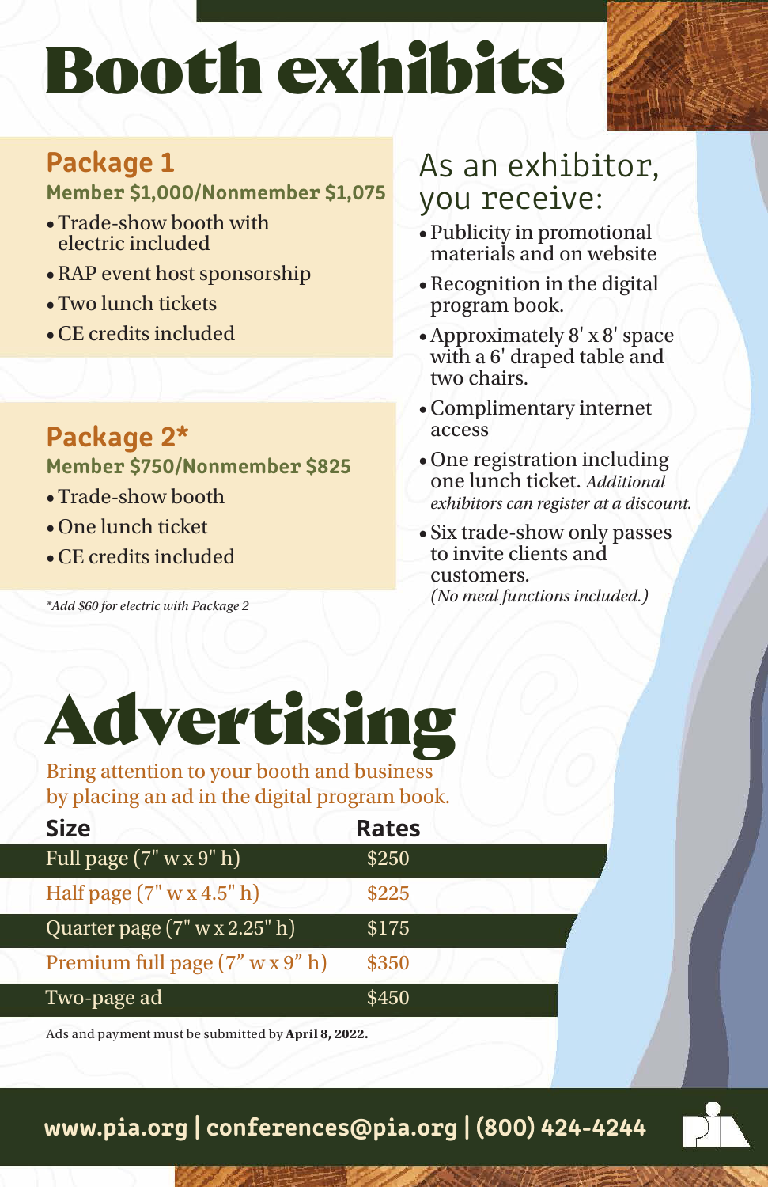# Booth exhibits

## Package 1

**Member $1,000/Nonmember $1,075**

- Trade-show booth with electric included
- RAP event host sponsorship
- Two lunch tickets
- CE credits included

## Package 2*

**Member $750/Nonmember $825**

- Trade-show booth
- One lunch ticket
- CE credits included

*\*Add $60 for electric with Package 2*

## As an exhibitor, you receive:

- Publicity in promotional materials and on website
- Recognition in the digital program book.
- Approximately 8' x 8' space with a 6' draped table and two chairs.
- Complimentary internet access
- One registration including one lunch ticket. *Additional exhibitors can register at a discount.*
- Six trade-show only passes to invite clients and customers. *(No meal functions included.)*

# Advertising

Bring attention to your booth and business by placing an ad in the digital program book.

| Size | Rates |
|---|---|
| Full page (7" w x 9" h) | $250 |
| Half page (7" w x 4.5" h) | $225 |
| Quarter page (7" w x 2.25" h) | $175 |
| Premium full page (7" w x 9" h) | $350 |
| Two-page ad | $450 |

Ads and payment must be submitted by **April 8, 2022.**

**www.pia.org | conferences@pia.org | (800) 424-4244**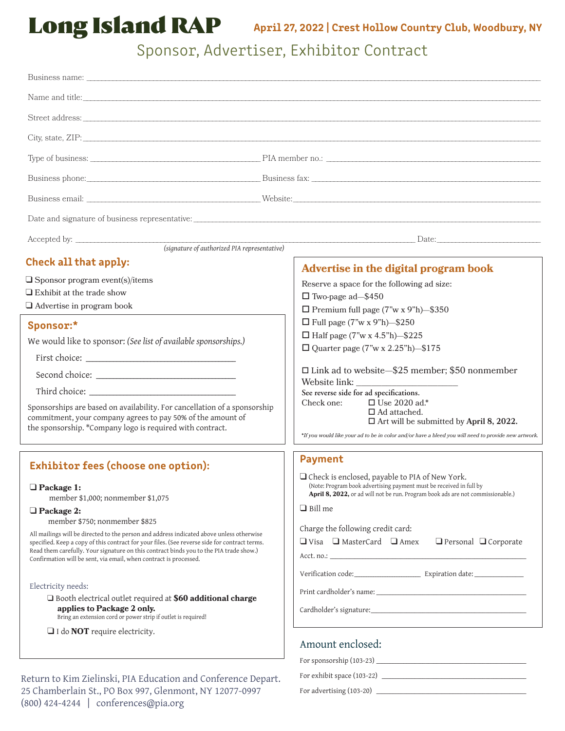# Long Island RAP

**April 27, 2022 | Crest Hollow Country Club, Woodbury, NY**

## Sponsor, Advertiser, Exhibitor Contract

Business name: ______________________________

Name and title: ______________________________

Street address: ______________________________

City, state, ZIP: ______________________________

Type of business: ______________________________ PIA member no.: ______________________________

Business phone: ______________________________ Business fax: ______________________________

Business email: ______________________________ Website: ______________________________

Date and signature of business representative: ______________________________

Accepted by: ______________________________ Date: ______________________________
*(signature of authorized PIA representative)*

## Check all that apply:

❑ Sponsor program event(s)/items
❑ Exhibit at the trade show
❑ Advertise in program book

## Sponsor:*

We would like to sponsor: *(See list of available sponsorships.)*

First choice: ______________________________

Second choice: ______________________________

Third choice: ______________________________

Sponsorships are based on availability. For cancellation of a sponsorship commitment, your company agrees to pay 50% of the amount of the sponsorship. *Company logo is required with contract.

## Advertise in the digital program book

Reserve a space for the following ad size:

☐ Two-page ad—$450
☐ Premium full page (7"w x 9"h)—$350
☐ Full page (7"w x 9"h)—$250
☐ Half page (7"w x 4.5"h)—$225
☐ Quarter page (7"w x 2.25"h)—$175

☐ Link ad to website—$25 member; $50 nonmember
Website link: ______________________

**See reverse side for ad specifications.**

Check one:
☐ Use 2020 ad.*
☐ Ad attached.
☐ Art will be submitted by **April 8, 2022.**

*\*If you would like your ad to be in color and/or have a bleed you will need to provide new artwork.*

## Exhibitor fees (choose one option):

❑ **Package 1:**
member $1,000; nonmember $1,075

❑ **Package 2:**
member $750; nonmember $825

All mailings will be directed to the person and address indicated above unless otherwise specified. Keep a copy of this contract for your files. (See reverse side for contract terms. Read them carefully. Your signature on this contract binds you to the PIA trade show.) Confirmation will be sent, via email, when contract is processed.

Electricity needs:

❑ Booth electrical outlet required at **$60 additional charge applies to Package 2 only.**
Bring an extension cord or power strip if outlet is required!

❑ I do **NOT** require electricity.

## Payment

❑ Check is enclosed, payable to PIA of New York.
(Note: Program book advertising payment must be received in full by **April 8, 2022,** or ad will not be run. Program book ads are not commissionable.)

❑ Bill me

Charge the following credit card:

❑ Visa ❑ MasterCard ❑ Amex ❑ Personal ❑ Corporate

Acct. no.: ______________________________

Verification code: ______________ Expiration date: ______________

Print cardholder's name: ______________________________

Cardholder's signature: ______________________________

## Amount enclosed:

For sponsorship (103-23) ______________________________

For exhibit space (103-22) ______________________________

For advertising (103-20) ______________________________

Return to Kim Zielinski, PIA Education and Conference Depart.
25 Chamberlain St., PO Box 997, Glenmont, NY 12077-0997
(800) 424-4244 | conferences@pia.org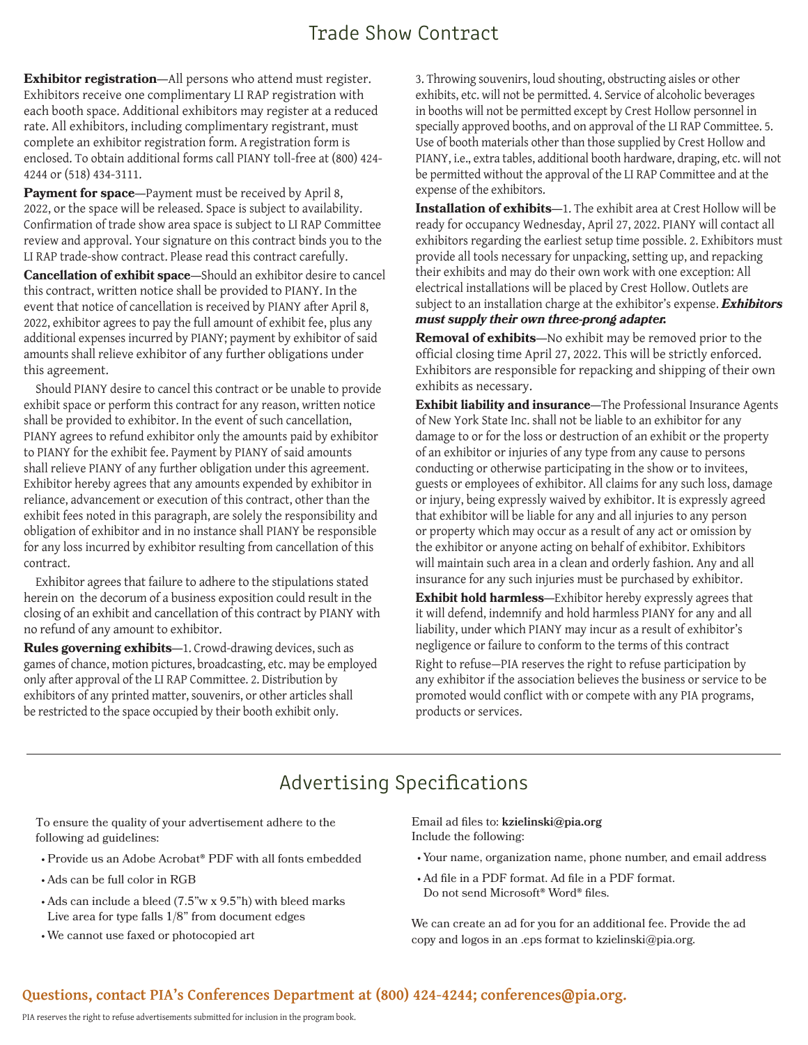# Trade Show Contract

**Exhibitor registration**—All persons who attend must register. Exhibitors receive one complimentary LI RAP registration with each booth space. Additional exhibitors may register at a reduced rate. All exhibitors, including complimentary registrant, must complete an exhibitor registration form. A registration form is enclosed. To obtain additional forms call PIANY toll-free at (800) 424-4244 or (518) 434-3111.

**Payment for space**—Payment must be received by April 8, 2022, or the space will be released. Space is subject to availability. Confirmation of trade show area space is subject to LI RAP Committee review and approval. Your signature on this contract binds you to the LI RAP trade-show contract. Please read this contract carefully.

**Cancellation of exhibit space**—Should an exhibitor desire to cancel this contract, written notice shall be provided to PIANY. In the event that notice of cancellation is received by PIANY after April 8, 2022, exhibitor agrees to pay the full amount of exhibit fee, plus any additional expenses incurred by PIANY; payment by exhibitor of said amounts shall relieve exhibitor of any further obligations under this agreement.

Should PIANY desire to cancel this contract or be unable to provide exhibit space or perform this contract for any reason, written notice shall be provided to exhibitor. In the event of such cancellation, PIANY agrees to refund exhibitor only the amounts paid by exhibitor to PIANY for the exhibit fee. Payment by PIANY of said amounts shall relieve PIANY of any further obligation under this agreement. Exhibitor hereby agrees that any amounts expended by exhibitor in reliance, advancement or execution of this contract, other than the exhibit fees noted in this paragraph, are solely the responsibility and obligation of exhibitor and in no instance shall PIANY be responsible for any loss incurred by exhibitor resulting from cancellation of this contract.

Exhibitor agrees that failure to adhere to the stipulations stated herein on the decorum of a business exposition could result in the closing of an exhibit and cancellation of this contract by PIANY with no refund of any amount to exhibitor.

**Rules governing exhibits**—1. Crowd-drawing devices, such as games of chance, motion pictures, broadcasting, etc. may be employed only after approval of the LI RAP Committee. 2. Distribution by exhibitors of any printed matter, souvenirs, or other articles shall be restricted to the space occupied by their booth exhibit only. 3. Throwing souvenirs, loud shouting, obstructing aisles or other exhibits, etc. will not be permitted. 4. Service of alcoholic beverages in booths will not be permitted except by Crest Hollow personnel in specially approved booths, and on approval of the LI RAP Committee. 5. Use of booth materials other than those supplied by Crest Hollow and PIANY, i.e., extra tables, additional booth hardware, draping, etc. will not be permitted without the approval of the LI RAP Committee and at the expense of the exhibitors.

**Installation of exhibits**—1. The exhibit area at Crest Hollow will be ready for occupancy Wednesday, April 27, 2022. PIANY will contact all exhibitors regarding the earliest setup time possible. 2. Exhibitors must provide all tools necessary for unpacking, setting up, and repacking their exhibits and may do their own work with one exception: All electrical installations will be placed by Crest Hollow. Outlets are subject to an installation charge at the exhibitor's expense. ***Exhibitors must supply their own three-prong adapter.***

**Removal of exhibits**—No exhibit may be removed prior to the official closing time April 27, 2022. This will be strictly enforced. Exhibitors are responsible for repacking and shipping of their own exhibits as necessary.

**Exhibit liability and insurance**—The Professional Insurance Agents of New York State Inc. shall not be liable to an exhibitor for any damage to or for the loss or destruction of an exhibit or the property of an exhibitor or injuries of any type from any cause to persons conducting or otherwise participating in the show or to invitees, guests or employees of exhibitor. All claims for any such loss, damage or injury, being expressly waived by exhibitor. It is expressly agreed that exhibitor will be liable for any and all injuries to any person or property which may occur as a result of any act or omission by the exhibitor or anyone acting on behalf of exhibitor. Exhibitors will maintain such area in a clean and orderly fashion. Any and all insurance for any such injuries must be purchased by exhibitor.

**Exhibit hold harmless**—Exhibitor hereby expressly agrees that it will defend, indemnify and hold harmless PIANY for any and all liability, under which PIANY may incur as a result of exhibitor's negligence or failure to conform to the terms of this contract

Right to refuse—PIA reserves the right to refuse participation by any exhibitor if the association believes the business or service to be promoted would conflict with or compete with any PIA programs, products or services.

# Advertising Specifications

To ensure the quality of your advertisement adhere to the following ad guidelines:

- Provide us an Adobe Acrobat® PDF with all fonts embedded
- Ads can be full color in RGB
- Ads can include a bleed (7.5"w x 9.5"h) with bleed marks Live area for type falls 1/8" from document edges
- We cannot use faxed or photocopied art

Email ad files to: **kzielinski@pia.org**
Include the following:

- Your name, organization name, phone number, and email address
- Ad file in a PDF format. Ad file in a PDF format. Do not send Microsoft® Word® files.

We can create an ad for you for an additional fee. Provide the ad copy and logos in an .eps format to kzielinski@pia.org.

**Questions, contact PIA's Conferences Department at (800) 424-4244; conferences@pia.org.**

PIA reserves the right to refuse advertisements submitted for inclusion in the program book.